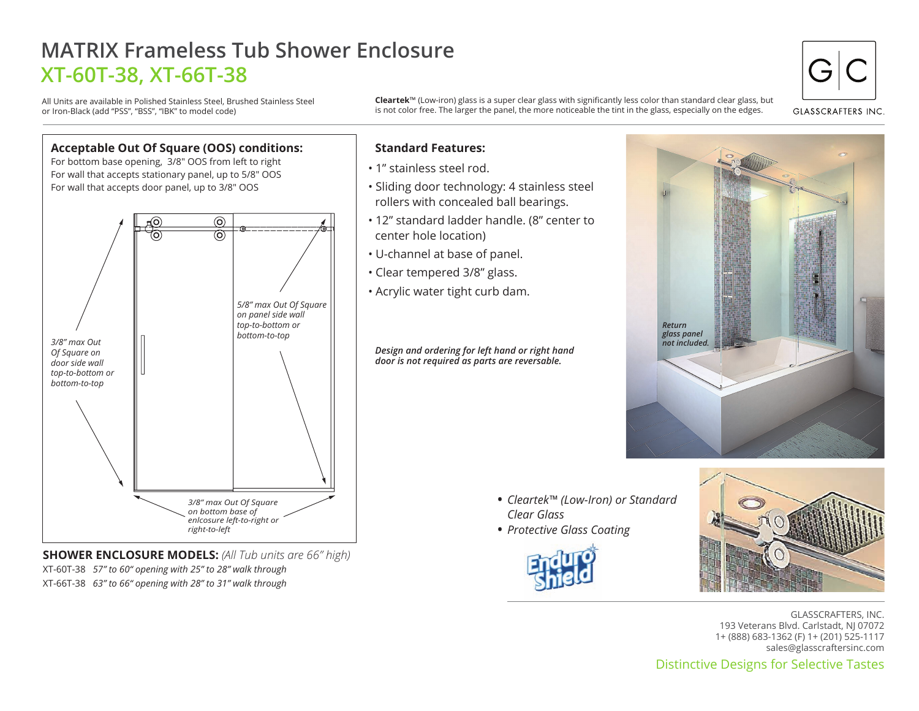# MATRIX Frameless Tub Shower Enclosure

## XT-60T-38, XT-66T-38

All Units are available in Polished Stainless Steel, Brushed Stainless Steel or Iron-Black (add "PSS", "BSS", "IBK" to model code)

**Cleartek**™ (Low-iron) glass is a super clear glass with significantly less color than standard clear glass, but is not color free. The larger the panel, the more noticeable the tint in the glass, especially on the edges.

GLASSCRAFTERS INC.

### Acceptable Out Of Square (OOS) conditions:

For bottom base opening, 3/8" OOS from left to right
For wall that accepts stationary panel, up to 5/8" OOS
For wall that accepts door panel, up to 3/8" OOS

*3/8" max Out Of Square on door side wall top-to-bottom or bottom-to-top*

*5/8" max Out Of Square on panel side wall top-to-bottom or bottom-to-top*

*3/8" max Out Of Square on bottom base of enlcosure left-to-right or right-to-left*

**SHOWER ENCLOSURE MODELS:** *(All Tub units are 66" high)*

XT-60T-38 *57" to 60" opening with 25" to 28" walk through*
XT-66T-38 *63" to 66" opening with 28" to 31" walk through*

### Standard Features:

- 1" stainless steel rod.
- Sliding door technology: 4 stainless steel rollers with concealed ball bearings.
- 12" standard ladder handle. (8" center to center hole location)
- U-channel at base of panel.
- Clear tempered 3/8" glass.
- Acrylic water tight curb dam.

***Design and ordering for left hand or right hand door is not required as parts are reversable.***

***Return glass panel not included.***

- *Cleartek™ (Low-Iron) or Standard Clear Glass*
- *Protective Glass Coating*

GLASSCRAFTERS, INC.
193 Veterans Blvd. Carlstadt, NJ 07072
1+ (888) 683-1362 (F) 1+ (201) 525-1117
sales@glasscraftersinc.com

Distinctive Designs for Selective Tastes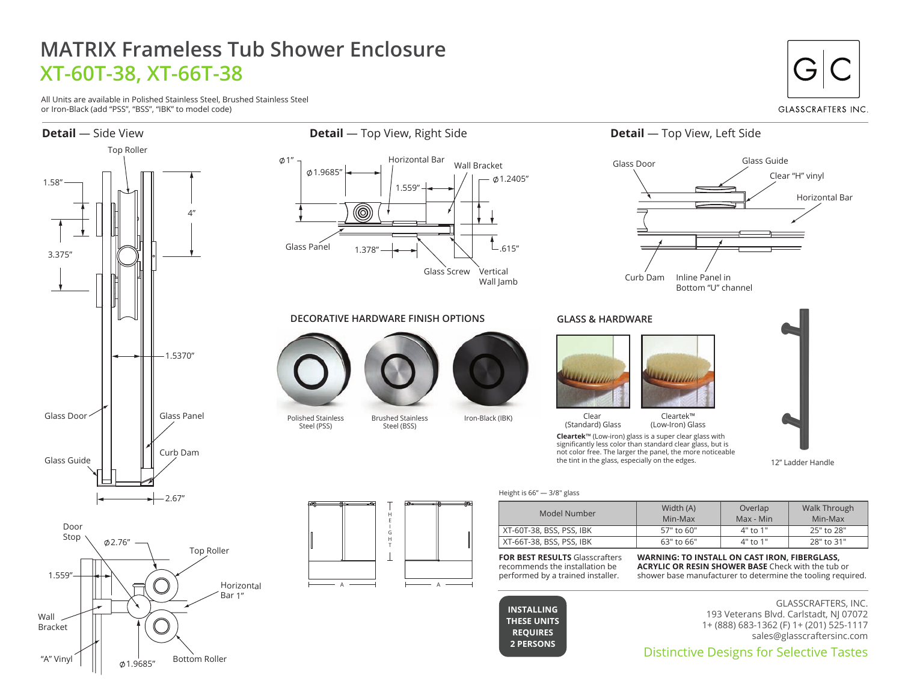# MATRIX Frameless Tub Shower Enclosure

## XT-60T-38, XT-66T-38

All Units are available in Polished Stainless Steel, Brushed Stainless Steel or Iron-Black (add "PSS", "BSS", "IBK" to model code)

GLASSCRAFTERS INC.

**Detail** — Side View

Top Roller
1.58"
4"
3.375"
1.5370"
Glass Door
Glass Panel
Curb Dam
Glass Guide
2.67"

Door Stop
⌀2.76"
Top Roller
1.559"
Horizontal Bar 1"
Wall Bracket
"A" Vinyl
⌀1.9685"
Bottom Roller

**Detail** — Top View, Right Side

⌀1"
⌀1.9685"
Horizontal Bar
Wall Bracket
⌀1.2405"
1.559"
Glass Panel
1.378"
.615"
Glass Screw
Vertical Wall Jamb

**Detail** — Top View, Left Side

Glass Door
Glass Guide
Clear "H" vinyl
Horizontal Bar
Curb Dam
Inline Panel in Bottom "U" channel

### DECORATIVE HARDWARE FINISH OPTIONS

Polished Stainless Steel (PSS)

Brushed Stainless Steel (BSS)

Iron-Black (IBK)

### GLASS & HARDWARE

Clear (Standard) Glass

Cleartek™ (Low-Iron) Glass

**Cleartek™** (Low-iron) glass is a super clear glass with significantly less color than standard clear glass, but is not color free. The larger the panel, the more noticeable the tint in the glass, especially on the edges.

12" Ladder Handle

HEIGHT

A

A

Height is 66" — 3/8" glass

| Model Number | Width (A) Min-Max | Overlap Max - Min | Walk Through Min-Max |
|---|---|---|---|
| XT-60T-38, BSS, PSS, IBK | 57" to 60" | 4" to 1" | 25" to 28" |
| XT-66T-38, BSS, PSS, IBK | 63" to 66" | 4" to 1" | 28" to 31" |

**FOR BEST RESULTS** Glasscrafters recommends the installation be performed by a trained installer.

**WARNING: TO INSTALL ON CAST IRON, FIBERGLASS, ACRYLIC OR RESIN SHOWER BASE** Check with the tub or shower base manufacturer to determine the tooling required.

**INSTALLING THESE UNITS REQUIRES 2 PERSONS**

GLASSCRAFTERS, INC.
193 Veterans Blvd. Carlstadt, NJ 07072
1+ (888) 683-1362 (F) 1+ (201) 525-1117
sales@glasscraftersinc.com

Distinctive Designs for Selective Tastes